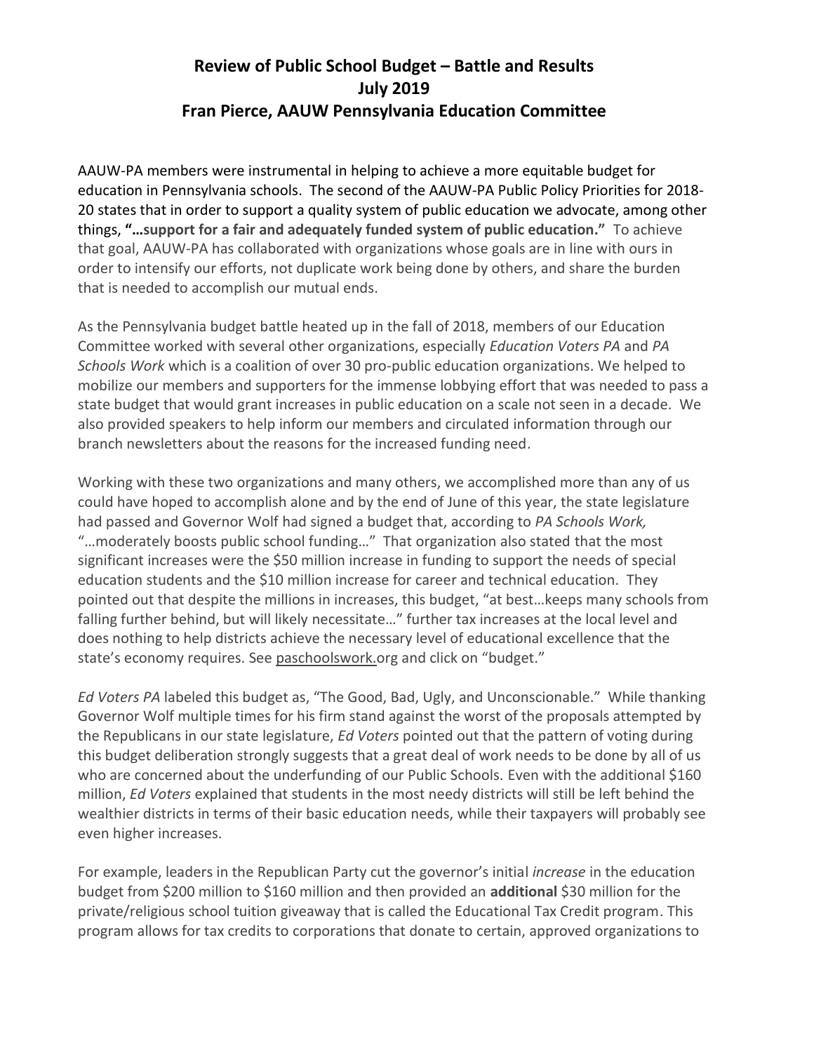# Review of Public School Budget – Battle and Results
## July 2019
## Fran Pierce, AAUW Pennsylvania Education Committee

AAUW-PA members were instrumental in helping to achieve a more equitable budget for education in Pennsylvania schools. The second of the AAUW-PA Public Policy Priorities for 2018-20 states that in order to support a quality system of public education we advocate, among other things, **"…support for a fair and adequately funded system of public education."** To achieve that goal, AAUW-PA has collaborated with organizations whose goals are in line with ours in order to intensify our efforts, not duplicate work being done by others, and share the burden that is needed to accomplish our mutual ends.

As the Pennsylvania budget battle heated up in the fall of 2018, members of our Education Committee worked with several other organizations, especially *Education Voters PA* and *PA Schools Work* which is a coalition of over 30 pro-public education organizations. We helped to mobilize our members and supporters for the immense lobbying effort that was needed to pass a state budget that would grant increases in public education on a scale not seen in a decade. We also provided speakers to help inform our members and circulated information through our branch newsletters about the reasons for the increased funding need.

Working with these two organizations and many others, we accomplished more than any of us could have hoped to accomplish alone and by the end of June of this year, the state legislature had passed and Governor Wolf had signed a budget that, according to *PA Schools Work,* "…moderately boosts public school funding…" That organization also stated that the most significant increases were the $50 million increase in funding to support the needs of special education students and the $10 million increase for career and technical education. They pointed out that despite the millions in increases, this budget, "at best…keeps many schools from falling further behind, but will likely necessitate…" further tax increases at the local level and does nothing to help districts achieve the necessary level of educational excellence that the state's economy requires. See paschoolswork.org and click on "budget."

*Ed Voters PA* labeled this budget as, "The Good, Bad, Ugly, and Unconscionable." While thanking Governor Wolf multiple times for his firm stand against the worst of the proposals attempted by the Republicans in our state legislature, *Ed Voters* pointed out that the pattern of voting during this budget deliberation strongly suggests that a great deal of work needs to be done by all of us who are concerned about the underfunding of our Public Schools. Even with the additional $160 million, *Ed Voters* explained that students in the most needy districts will still be left behind the wealthier districts in terms of their basic education needs, while their taxpayers will probably see even higher increases.

For example, leaders in the Republican Party cut the governor's initial *increase* in the education budget from $200 million to $160 million and then provided an **additional** $30 million for the private/religious school tuition giveaway that is called the Educational Tax Credit program. This program allows for tax credits to corporations that donate to certain, approved organizations to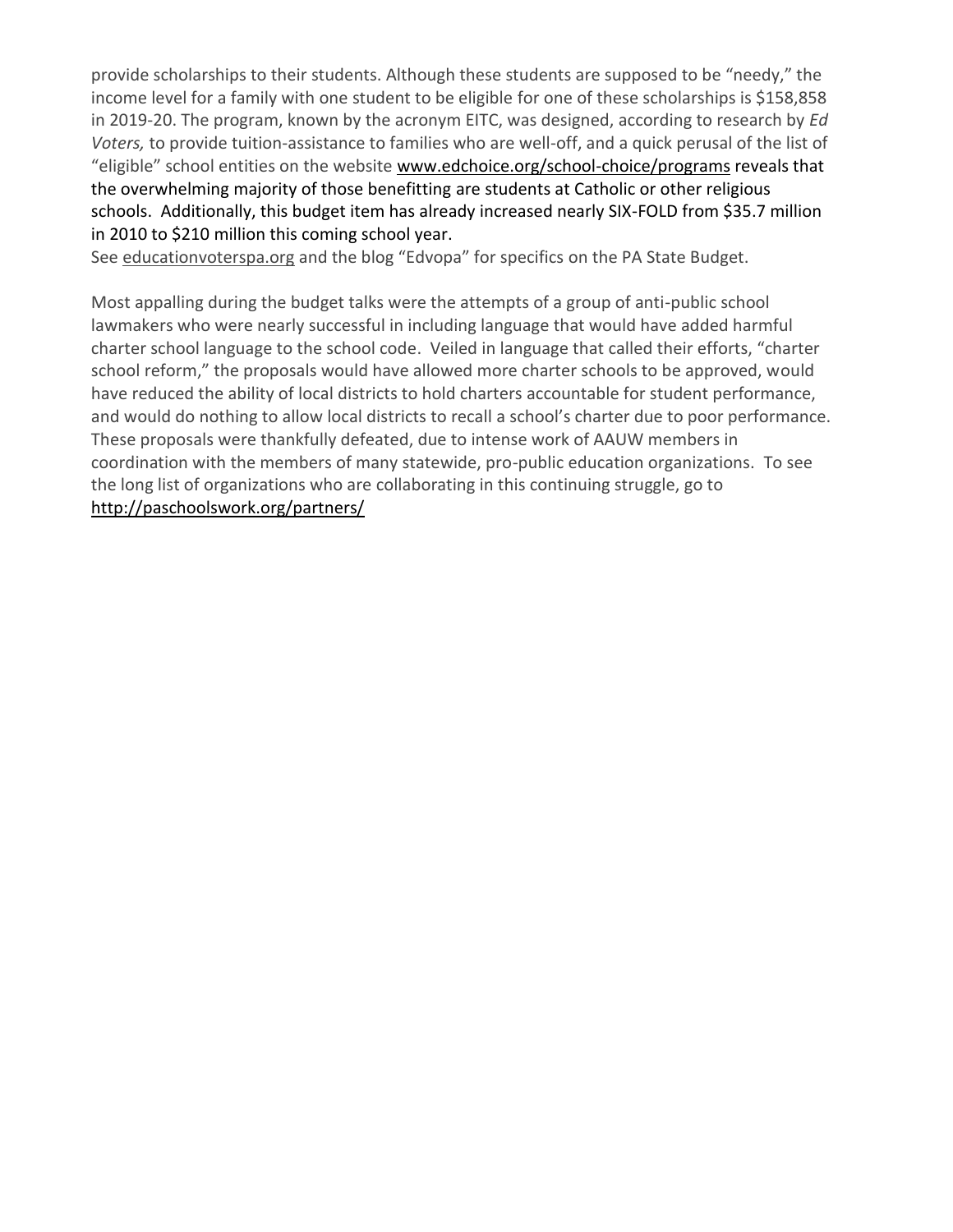provide scholarships to their students. Although these students are supposed to be "needy," the income level for a family with one student to be eligible for one of these scholarships is $158,858 in 2019-20. The program, known by the acronym EITC, was designed, according to research by *Ed Voters,* to provide tuition-assistance to families who are well-off, and a quick perusal of the list of "eligible" school entities on the website www.edchoice.org/school-choice/programs reveals that the overwhelming majority of those benefitting are students at Catholic or other religious schools. Additionally, this budget item has already increased nearly SIX-FOLD from $35.7 million in 2010 to $210 million this coming school year.

See educationvoterspa.org and the blog "Edvopa" for specifics on the PA State Budget.

Most appalling during the budget talks were the attempts of a group of anti-public school lawmakers who were nearly successful in including language that would have added harmful charter school language to the school code. Veiled in language that called their efforts, "charter school reform," the proposals would have allowed more charter schools to be approved, would have reduced the ability of local districts to hold charters accountable for student performance, and would do nothing to allow local districts to recall a school's charter due to poor performance. These proposals were thankfully defeated, due to intense work of AAUW members in coordination with the members of many statewide, pro-public education organizations. To see the long list of organizations who are collaborating in this continuing struggle, go to http://paschoolswork.org/partners/